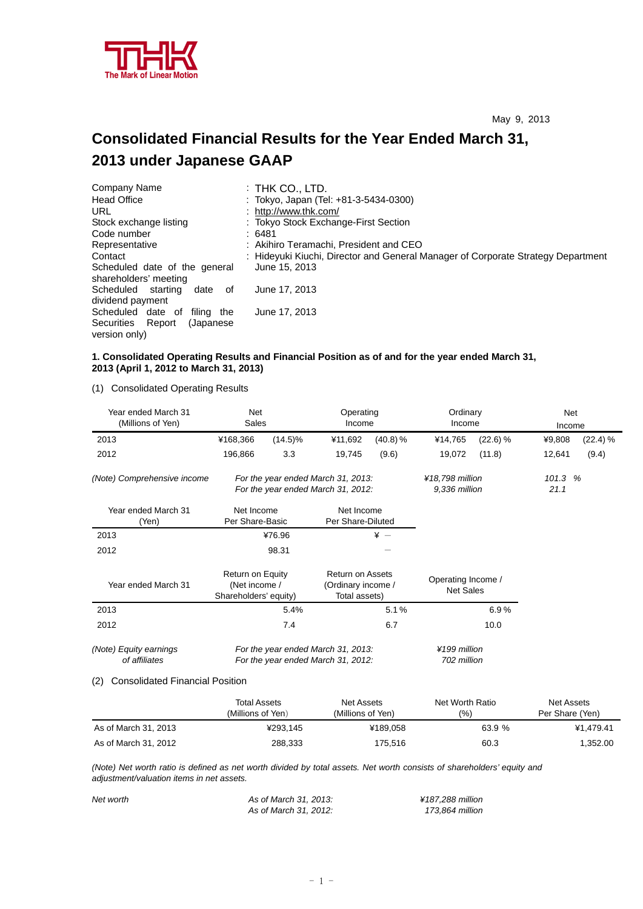THK
The Mark of Linear Motion

May 9, 2013

# Consolidated Financial Results for the Year Ended March 31, 2013 under Japanese GAAP

| | |
|---|---|
| Company Name | : THK CO., LTD. |
| Head Office | : Tokyo, Japan (Tel: +81-3-5434-0300) |
| URL | : http://www.thk.com/ |
| Stock exchange listing | : Tokyo Stock Exchange-First Section |
| Code number | : 6481 |
| Representative | : Akihiro Teramachi, President and CEO |
| Contact | : Hideyuki Kiuchi, Director and General Manager of Corporate Strategy Department |
| Scheduled date of the general shareholders' meeting | June 15, 2013 |
| Scheduled starting date of dividend payment | June 17, 2013 |
| Scheduled date of filing the Securities Report (Japanese version only) | June 17, 2013 |

**1. Consolidated Operating Results and Financial Position as of and for the year ended March 31, 2013 (April 1, 2012 to March 31, 2013)**

(1) Consolidated Operating Results

| Year ended March 31 (Millions of Yen) | Net Sales | | Operating Income | | Ordinary Income | | Net Income | |
|---|---|---|---|---|---|---|---|---|
| 2013 | ¥168,366 | (14.5)% | ¥11,692 | (40.8) % | ¥14,765 | (22.6) % | ¥9,808 | (22.4) % |
| 2012 | 196,866 | 3.3 | 19,745 | (9.6) | 19,072 | (11.8) | 12,641 | (9.4) |

*(Note) Comprehensive income — For the year ended March 31, 2013: ¥18,798 million 101.3 %; For the year ended March 31, 2012: 9,336 million 21.1*

| Year ended March 31 (Yen) | Net Income Per Share-Basic | Net Income Per Share-Diluted |
|---|---|---|
| 2013 | ¥76.96 | ¥ — |
| 2012 | 98.31 | — |

| Year ended March 31 | Return on Equity (Net income / Shareholders' equity) | Return on Assets (Ordinary income / Total assets) | Operating Income / Net Sales |
|---|---|---|---|
| 2013 | 5.4% | 5.1 % | 6.9 % |
| 2012 | 7.4 | 6.7 | 10.0 |

*(Note) Equity earnings of affiliates — For the year ended March 31, 2013: ¥199 million; For the year ended March 31, 2012: 702 million*

(2) Consolidated Financial Position

| | Total Assets (Millions of Yen) | Net Assets (Millions of Yen) | Net Worth Ratio (%) | Net Assets Per Share (Yen) |
|---|---|---|---|---|
| As of March 31, 2013 | ¥293,145 | ¥189,058 | 63.9 % | ¥1,479.41 |
| As of March 31, 2012 | 288,333 | 175,516 | 60.3 | 1,352.00 |

*(Note) Net worth ratio is defined as net worth divided by total assets. Net worth consists of shareholders' equity and adjustment/valuation items in net assets.*

*Net worth — As of March 31, 2013: ¥187,288 million; As of March 31, 2012: 173,864 million*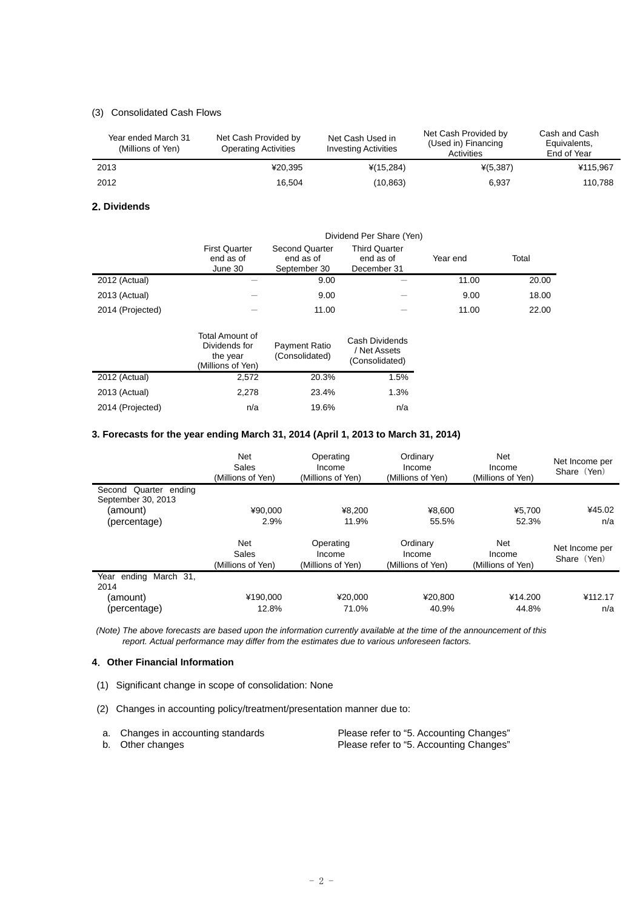(3) Consolidated Cash Flows

| Year ended March 31 (Millions of Yen) | Net Cash Provided by Operating Activities | Net Cash Used in Investing Activities | Net Cash Provided by (Used in) Financing Activities | Cash and Cash Equivalents, End of Year |
|---|---|---|---|---|
| 2013 | ¥20,395 | ¥(15,284) | ¥(5,387) | ¥115,967 |
| 2012 | 16,504 | (10,863) | 6,937 | 110,788 |

## 2. Dividends

| | Dividend Per Share (Yen) | | | | |
|---|---|---|---|---|---|
| | First Quarter end as of June 30 | Second Quarter end as of September 30 | Third Quarter end as of December 31 | Year end | Total |
| 2012 (Actual) | ― | 9.00 | ― | 11.00 | 20.00 |
| 2013 (Actual) | ― | 9.00 | ― | 9.00 | 18.00 |
| 2014 (Projected) | ― | 11.00 | ― | 11.00 | 22.00 |

| | Total Amount of Dividends for the year (Millions of Yen) | Payment Ratio (Consolidated) | Cash Dividends / Net Assets (Consolidated) |
|---|---|---|---|
| 2012 (Actual) | 2,572 | 20.3% | 1.5% |
| 2013 (Actual) | 2,278 | 23.4% | 1.3% |
| 2014 (Projected) | n/a | 19.6% | n/a |

## 3. Forecasts for the year ending March 31, 2014 (April 1, 2013 to March 31, 2014)

| | Net Sales (Millions of Yen) | Operating Income (Millions of Yen) | Ordinary Income (Millions of Yen) | Net Income (Millions of Yen) | Net Income per Share（Yen） |
|---|---|---|---|---|---|
| Second Quarter ending September 30, 2013 | | | | | |
| (amount) | ¥90,000 | ¥8,200 | ¥8,600 | ¥5,700 | ¥45.02 |
| (percentage) | 2.9% | 11.9% | 55.5% | 52.3% | n/a |

| | Net Sales (Millions of Yen) | Operating Income (Millions of Yen) | Ordinary Income (Millions of Yen) | Net Income (Millions of Yen) | Net Income per Share（Yen） |
|---|---|---|---|---|---|
| Year ending March 31, 2014 | | | | | |
| (amount) | ¥190,000 | ¥20,000 | ¥20,800 | ¥14.200 | ¥112.17 |
| (percentage) | 12.8% | 71.0% | 40.9% | 44.8% | n/a |

*(Note) The above forecasts are based upon the information currently available at the time of the announcement of this report. Actual performance may differ from the estimates due to various unforeseen factors.*

## 4. Other Financial Information

(1) Significant change in scope of consolidation: None

(2) Changes in accounting policy/treatment/presentation manner due to:

a. Changes in accounting standards — Please refer to "5. Accounting Changes"
b. Other changes — Please refer to "5. Accounting Changes"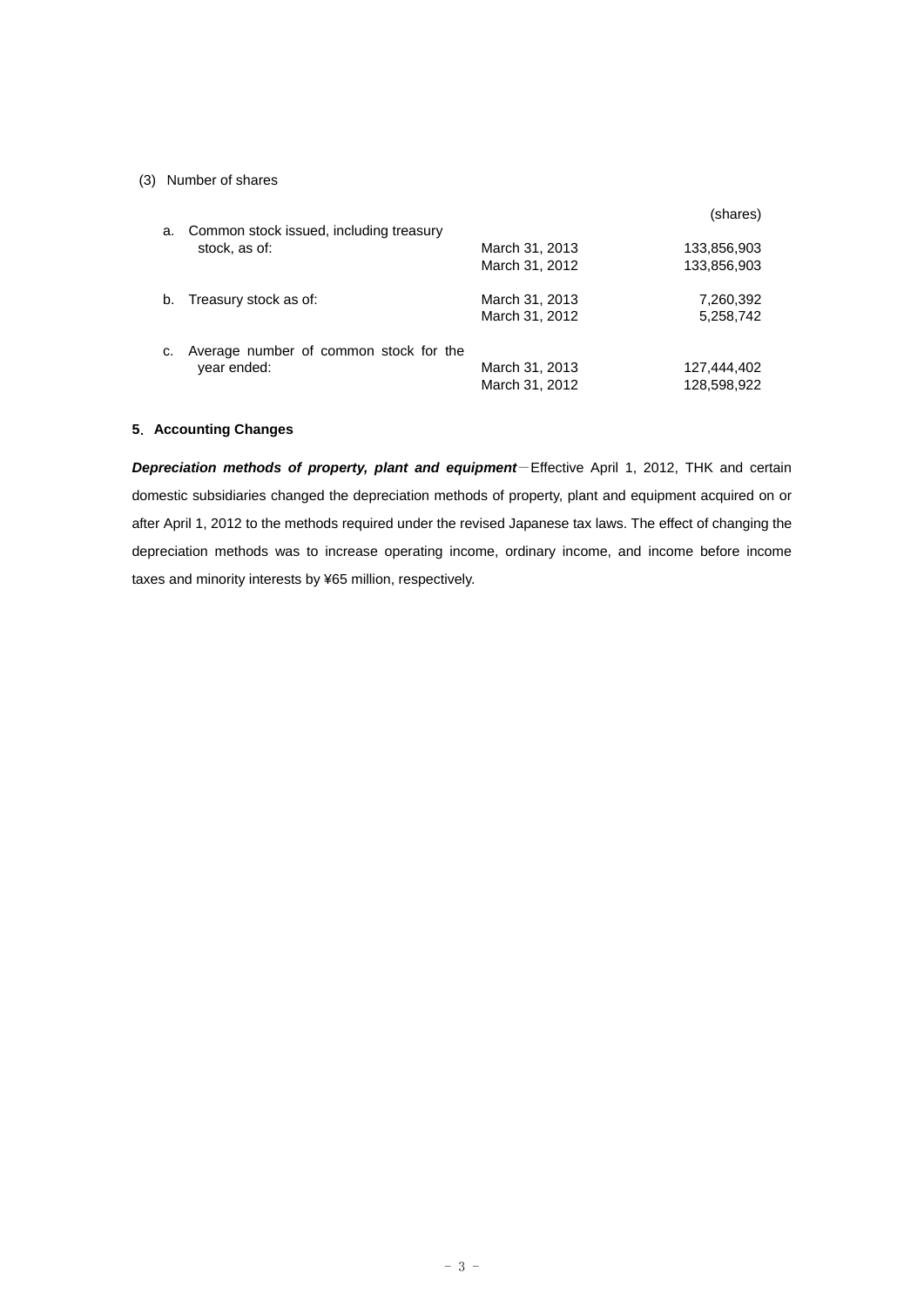(3) Number of shares

| | | (shares) |
|---|---|---|
| a. Common stock issued, including treasury stock, as of: | March 31, 2013 | 133,856,903 |
| | March 31, 2012 | 133,856,903 |
| b. Treasury stock as of: | March 31, 2013 | 7,260,392 |
| | March 31, 2012 | 5,258,742 |
| c. Average number of common stock for the year ended: | March 31, 2013 | 127,444,402 |
| | March 31, 2012 | 128,598,922 |

**5. Accounting Changes**

***Depreciation methods of property, plant and equipment***－Effective April 1, 2012, THK and certain domestic subsidiaries changed the depreciation methods of property, plant and equipment acquired on or after April 1, 2012 to the methods required under the revised Japanese tax laws. The effect of changing the depreciation methods was to increase operating income, ordinary income, and income before income taxes and minority interests by ¥65 million, respectively.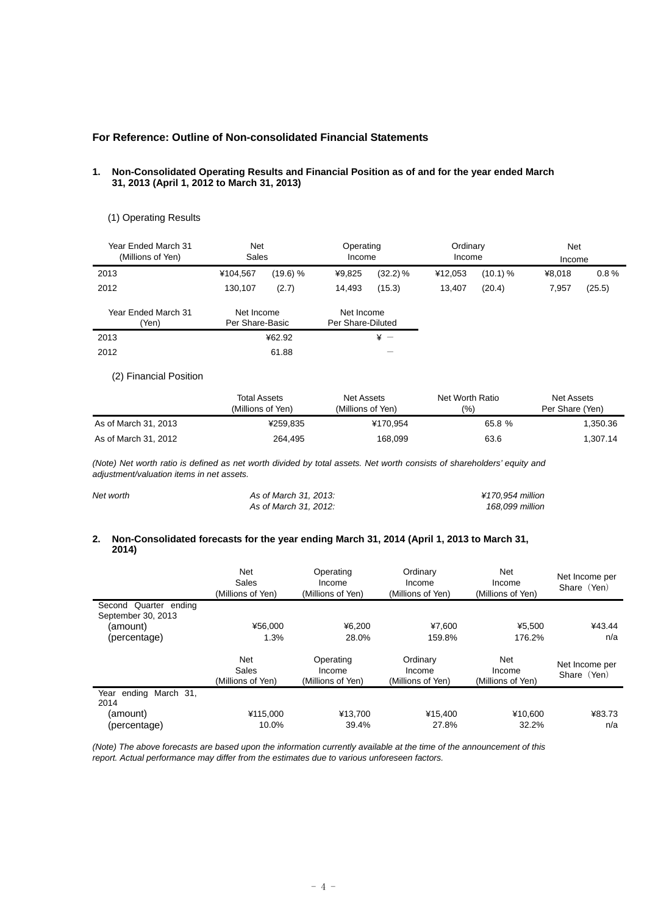## For Reference: Outline of Non-consolidated Financial Statements

### 1. Non-Consolidated Operating Results and Financial Position as of and for the year ended March 31, 2013 (April 1, 2012 to March 31, 2013)

(1) Operating Results

| Year Ended March 31 (Millions of Yen) | Net Sales | | Operating Income | | Ordinary Income | | Net Income | |
|---|---|---|---|---|---|---|---|---|
| 2013 | ¥104,567 | (19.6) % | ¥9,825 | (32.2) % | ¥12,053 | (10.1) % | ¥8,018 | 0.8 % |
| 2012 | 130,107 | (2.7) | 14,493 | (15.3) | 13,407 | (20.4) | 7,957 | (25.5) |

| Year Ended March 31 (Yen) | Net Income Per Share-Basic | Net Income Per Share-Diluted |
|---|---|---|
| 2013 | ¥62.92 | ¥ － |
| 2012 | 61.88 | － |

(2) Financial Position

| | Total Assets (Millions of Yen) | Net Assets (Millions of Yen) | Net Worth Ratio (%) | Net Assets Per Share (Yen) |
|---|---|---|---|---|
| As of March 31, 2013 | ¥259,835 | ¥170,954 | 65.8 % | 1,350.36 |
| As of March 31, 2012 | 264,495 | 168,099 | 63.6 | 1,307.14 |

*(Note) Net worth ratio is defined as net worth divided by total assets. Net worth consists of shareholders' equity and adjustment/valuation items in net assets.*

| *Net worth* | *As of March 31, 2013:* | *¥170,954 million* |
|---|---|---|
| | *As of March 31, 2012:* | *168,099 million* |

### 2. Non-Consolidated forecasts for the year ending March 31, 2014 (April 1, 2013 to March 31, 2014)

| | Net Sales (Millions of Yen) | Operating Income (Millions of Yen) | Ordinary Income (Millions of Yen) | Net Income (Millions of Yen) | Net Income per Share（Yen） |
|---|---|---|---|---|---|
| Second Quarter ending September 30, 2013 | | | | | |
| (amount) | ¥56,000 | ¥6,200 | ¥7,600 | ¥5,500 | ¥43.44 |
| (percentage) | 1.3% | 28.0% | 159.8% | 176.2% | n/a |

| | Net Sales (Millions of Yen) | Operating Income (Millions of Yen) | Ordinary Income (Millions of Yen) | Net Income (Millions of Yen) | Net Income per Share（Yen） |
|---|---|---|---|---|---|
| Year ending March 31, 2014 | | | | | |
| (amount) | ¥115,000 | ¥13,700 | ¥15,400 | ¥10,600 | ¥83.73 |
| (percentage) | 10.0% | 39.4% | 27.8% | 32.2% | n/a |

*(Note) The above forecasts are based upon the information currently available at the time of the announcement of this report. Actual performance may differ from the estimates due to various unforeseen factors.*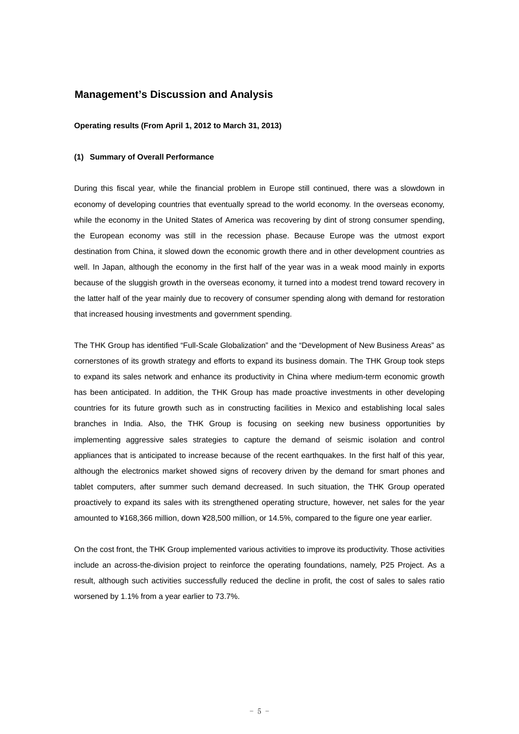## Management's Discussion and Analysis

**Operating results (From April 1, 2012 to March 31, 2013)**

**(1) Summary of Overall Performance**

During this fiscal year, while the financial problem in Europe still continued, there was a slowdown in economy of developing countries that eventually spread to the world economy. In the overseas economy, while the economy in the United States of America was recovering by dint of strong consumer spending, the European economy was still in the recession phase. Because Europe was the utmost export destination from China, it slowed down the economic growth there and in other development countries as well. In Japan, although the economy in the first half of the year was in a weak mood mainly in exports because of the sluggish growth in the overseas economy, it turned into a modest trend toward recovery in the latter half of the year mainly due to recovery of consumer spending along with demand for restoration that increased housing investments and government spending.

The THK Group has identified "Full-Scale Globalization" and the "Development of New Business Areas" as cornerstones of its growth strategy and efforts to expand its business domain. The THK Group took steps to expand its sales network and enhance its productivity in China where medium-term economic growth has been anticipated. In addition, the THK Group has made proactive investments in other developing countries for its future growth such as in constructing facilities in Mexico and establishing local sales branches in India. Also, the THK Group is focusing on seeking new business opportunities by implementing aggressive sales strategies to capture the demand of seismic isolation and control appliances that is anticipated to increase because of the recent earthquakes. In the first half of this year, although the electronics market showed signs of recovery driven by the demand for smart phones and tablet computers, after summer such demand decreased. In such situation, the THK Group operated proactively to expand its sales with its strengthened operating structure, however, net sales for the year amounted to ¥168,366 million, down ¥28,500 million, or 14.5%, compared to the figure one year earlier.

On the cost front, the THK Group implemented various activities to improve its productivity. Those activities include an across-the-division project to reinforce the operating foundations, namely, P25 Project. As a result, although such activities successfully reduced the decline in profit, the cost of sales to sales ratio worsened by 1.1% from a year earlier to 73.7%.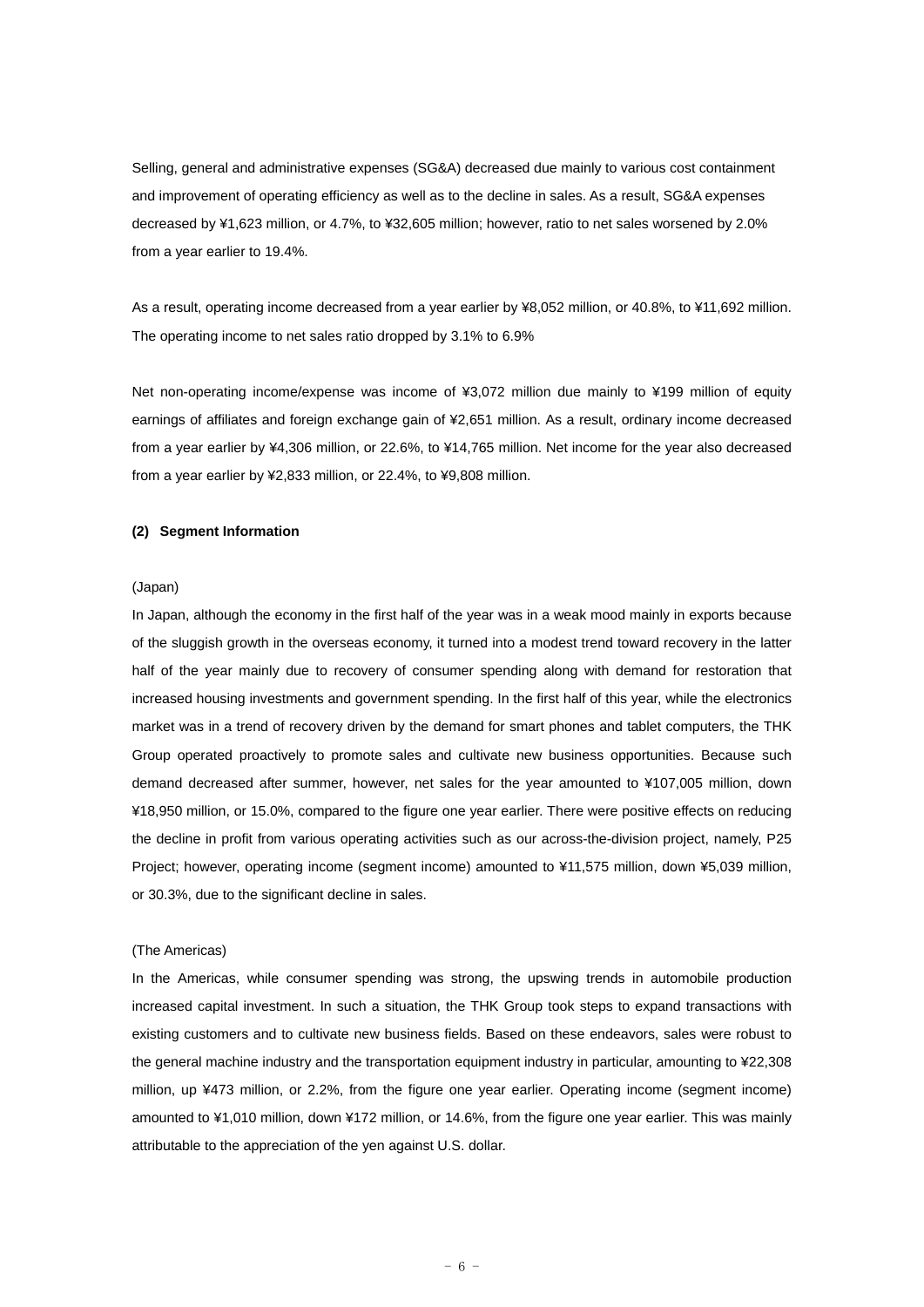Selling, general and administrative expenses (SG&A) decreased due mainly to various cost containment and improvement of operating efficiency as well as to the decline in sales. As a result, SG&A expenses decreased by ¥1,623 million, or 4.7%, to ¥32,605 million; however, ratio to net sales worsened by 2.0% from a year earlier to 19.4%.

As a result, operating income decreased from a year earlier by ¥8,052 million, or 40.8%, to ¥11,692 million. The operating income to net sales ratio dropped by 3.1% to 6.9%

Net non-operating income/expense was income of ¥3,072 million due mainly to ¥199 million of equity earnings of affiliates and foreign exchange gain of ¥2,651 million. As a result, ordinary income decreased from a year earlier by ¥4,306 million, or 22.6%, to ¥14,765 million. Net income for the year also decreased from a year earlier by ¥2,833 million, or 22.4%, to ¥9,808 million.

**(2) Segment Information**

(Japan)

In Japan, although the economy in the first half of the year was in a weak mood mainly in exports because of the sluggish growth in the overseas economy, it turned into a modest trend toward recovery in the latter half of the year mainly due to recovery of consumer spending along with demand for restoration that increased housing investments and government spending. In the first half of this year, while the electronics market was in a trend of recovery driven by the demand for smart phones and tablet computers, the THK Group operated proactively to promote sales and cultivate new business opportunities. Because such demand decreased after summer, however, net sales for the year amounted to ¥107,005 million, down ¥18,950 million, or 15.0%, compared to the figure one year earlier. There were positive effects on reducing the decline in profit from various operating activities such as our across-the-division project, namely, P25 Project; however, operating income (segment income) amounted to ¥11,575 million, down ¥5,039 million, or 30.3%, due to the significant decline in sales.

(The Americas)

In the Americas, while consumer spending was strong, the upswing trends in automobile production increased capital investment. In such a situation, the THK Group took steps to expand transactions with existing customers and to cultivate new business fields. Based on these endeavors, sales were robust to the general machine industry and the transportation equipment industry in particular, amounting to ¥22,308 million, up ¥473 million, or 2.2%, from the figure one year earlier. Operating income (segment income) amounted to ¥1,010 million, down ¥172 million, or 14.6%, from the figure one year earlier. This was mainly attributable to the appreciation of the yen against U.S. dollar.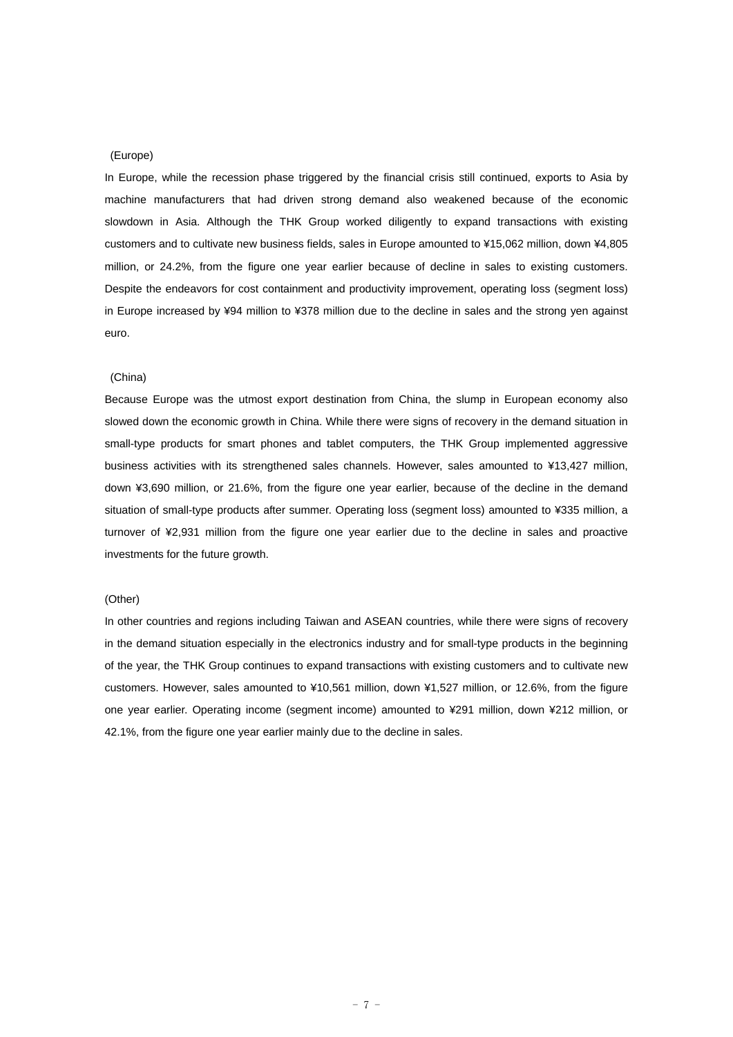(Europe)

In Europe, while the recession phase triggered by the financial crisis still continued, exports to Asia by machine manufacturers that had driven strong demand also weakened because of the economic slowdown in Asia. Although the THK Group worked diligently to expand transactions with existing customers and to cultivate new business fields, sales in Europe amounted to ¥15,062 million, down ¥4,805 million, or 24.2%, from the figure one year earlier because of decline in sales to existing customers. Despite the endeavors for cost containment and productivity improvement, operating loss (segment loss) in Europe increased by ¥94 million to ¥378 million due to the decline in sales and the strong yen against euro.

(China)

Because Europe was the utmost export destination from China, the slump in European economy also slowed down the economic growth in China. While there were signs of recovery in the demand situation in small-type products for smart phones and tablet computers, the THK Group implemented aggressive business activities with its strengthened sales channels. However, sales amounted to ¥13,427 million, down ¥3,690 million, or 21.6%, from the figure one year earlier, because of the decline in the demand situation of small-type products after summer. Operating loss (segment loss) amounted to ¥335 million, a turnover of ¥2,931 million from the figure one year earlier due to the decline in sales and proactive investments for the future growth.

(Other)

In other countries and regions including Taiwan and ASEAN countries, while there were signs of recovery in the demand situation especially in the electronics industry and for small-type products in the beginning of the year, the THK Group continues to expand transactions with existing customers and to cultivate new customers. However, sales amounted to ¥10,561 million, down ¥1,527 million, or 12.6%, from the figure one year earlier. Operating income (segment income) amounted to ¥291 million, down ¥212 million, or 42.1%, from the figure one year earlier mainly due to the decline in sales.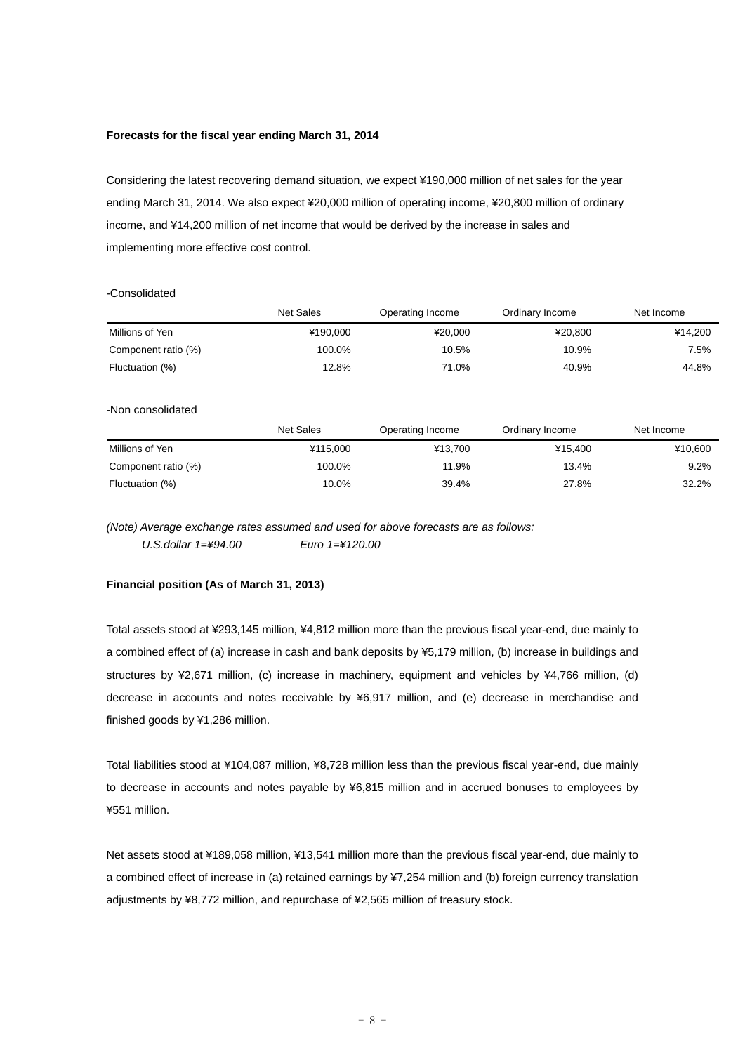**Forecasts for the fiscal year ending March 31, 2014**

Considering the latest recovering demand situation, we expect ¥190,000 million of net sales for the year ending March 31, 2014. We also expect ¥20,000 million of operating income, ¥20,800 million of ordinary income, and ¥14,200 million of net income that would be derived by the increase in sales and implementing more effective cost control.

-Consolidated

| | Net Sales | Operating Income | Ordinary Income | Net Income |
|---|---|---|---|---|
| Millions of Yen | ¥190,000 | ¥20,000 | ¥20,800 | ¥14,200 |
| Component ratio (%) | 100.0% | 10.5% | 10.9% | 7.5% |
| Fluctuation (%) | 12.8% | 71.0% | 40.9% | 44.8% |

-Non consolidated

| | Net Sales | Operating Income | Ordinary Income | Net Income |
|---|---|---|---|---|
| Millions of Yen | ¥115,000 | ¥13,700 | ¥15,400 | ¥10,600 |
| Component ratio (%) | 100.0% | 11.9% | 13.4% | 9.2% |
| Fluctuation (%) | 10.0% | 39.4% | 27.8% | 32.2% |

*(Note) Average exchange rates assumed and used for above forecasts are as follows:*
*U.S.dollar 1=¥94.00 Euro 1=¥120.00*

**Financial position (As of March 31, 2013)**

Total assets stood at ¥293,145 million, ¥4,812 million more than the previous fiscal year-end, due mainly to a combined effect of (a) increase in cash and bank deposits by ¥5,179 million, (b) increase in buildings and structures by ¥2,671 million, (c) increase in machinery, equipment and vehicles by ¥4,766 million, (d) decrease in accounts and notes receivable by ¥6,917 million, and (e) decrease in merchandise and finished goods by ¥1,286 million.

Total liabilities stood at ¥104,087 million, ¥8,728 million less than the previous fiscal year-end, due mainly to decrease in accounts and notes payable by ¥6,815 million and in accrued bonuses to employees by ¥551 million.

Net assets stood at ¥189,058 million, ¥13,541 million more than the previous fiscal year-end, due mainly to a combined effect of increase in (a) retained earnings by ¥7,254 million and (b) foreign currency translation adjustments by ¥8,772 million, and repurchase of ¥2,565 million of treasury stock.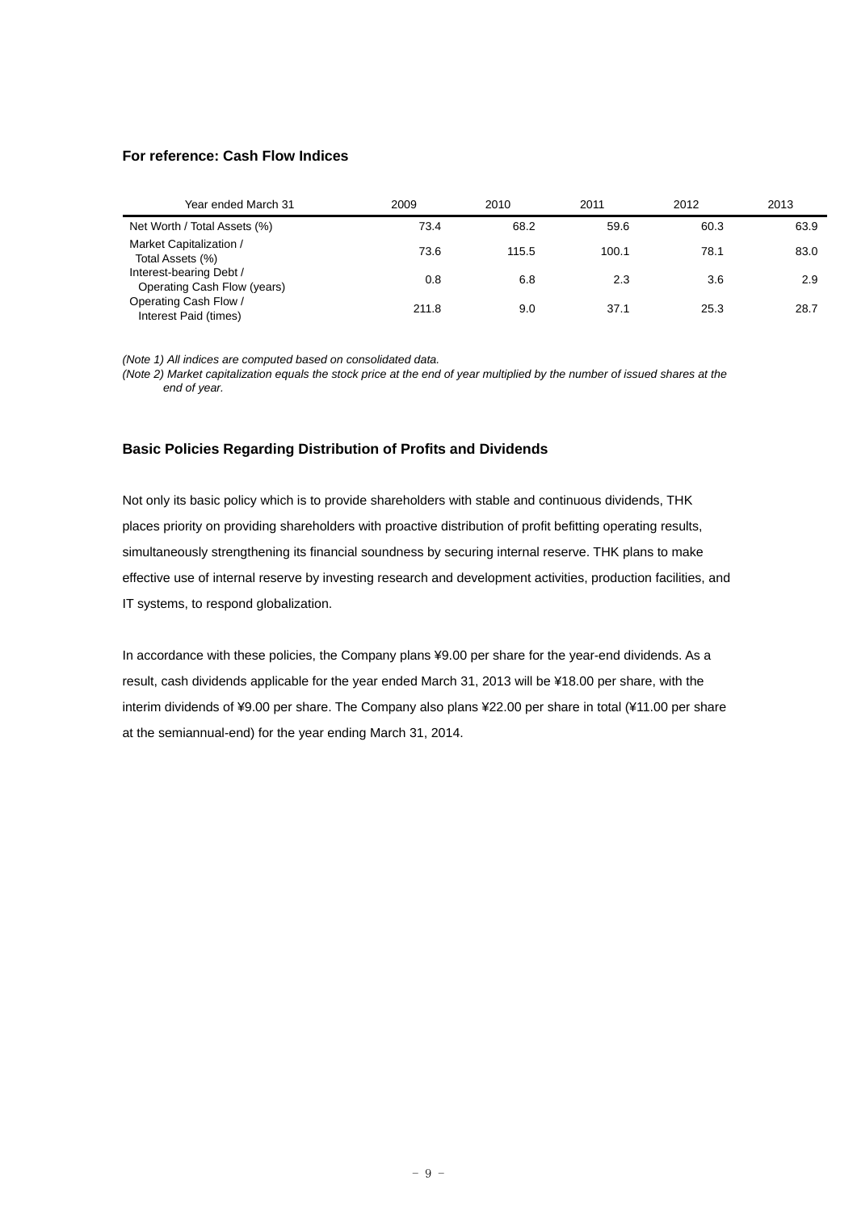### For reference: Cash Flow Indices

| Year ended March 31 | 2009 | 2010 | 2011 | 2012 | 2013 |
|---|---|---|---|---|---|
| Net Worth / Total Assets (%) | 73.4 | 68.2 | 59.6 | 60.3 | 63.9 |
| Market Capitalization / Total Assets (%) | 73.6 | 115.5 | 100.1 | 78.1 | 83.0 |
| Interest-bearing Debt / Operating Cash Flow (years) | 0.8 | 6.8 | 2.3 | 3.6 | 2.9 |
| Operating Cash Flow / Interest Paid (times) | 211.8 | 9.0 | 37.1 | 25.3 | 28.7 |

*(Note 1) All indices are computed based on consolidated data.*
*(Note 2) Market capitalization equals the stock price at the end of year multiplied by the number of issued shares at the end of year.*

### Basic Policies Regarding Distribution of Profits and Dividends

Not only its basic policy which is to provide shareholders with stable and continuous dividends, THK places priority on providing shareholders with proactive distribution of profit befitting operating results, simultaneously strengthening its financial soundness by securing internal reserve. THK plans to make effective use of internal reserve by investing research and development activities, production facilities, and IT systems, to respond globalization.

In accordance with these policies, the Company plans ¥9.00 per share for the year-end dividends. As a result, cash dividends applicable for the year ended March 31, 2013 will be ¥18.00 per share, with the interim dividends of ¥9.00 per share. The Company also plans ¥22.00 per share in total (¥11.00 per share at the semiannual-end) for the year ending March 31, 2014.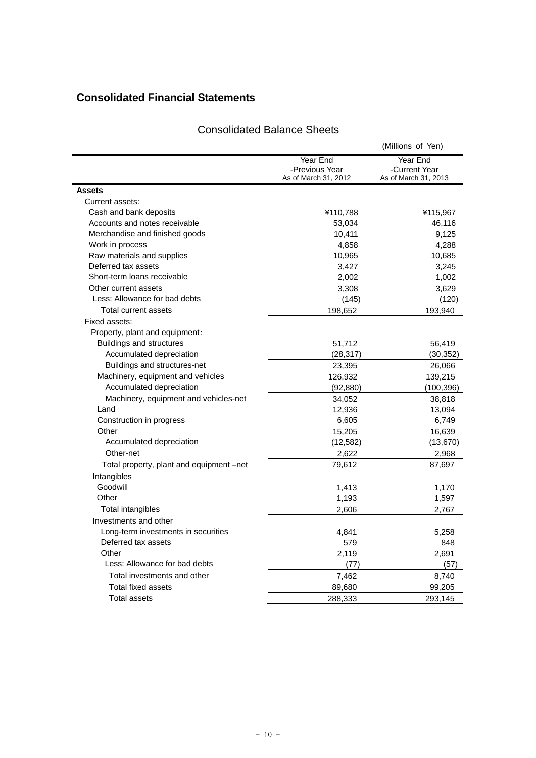## Consolidated Financial Statements

### Consolidated Balance Sheets

(Millions of Yen)

| | Year End -Previous Year As of March 31, 2012 | Year End -Current Year As of March 31, 2013 |
|---|---|---|
| **Assets** | | |
| Current assets: | | |
| Cash and bank deposits | ¥110,788 | ¥115,967 |
| Accounts and notes receivable | 53,034 | 46,116 |
| Merchandise and finished goods | 10,411 | 9,125 |
| Work in process | 4,858 | 4,288 |
| Raw materials and supplies | 10,965 | 10,685 |
| Deferred tax assets | 3,427 | 3,245 |
| Short-term loans receivable | 2,002 | 1,002 |
| Other current assets | 3,308 | 3,629 |
| Less: Allowance for bad debts | (145) | (120) |
| Total current assets | 198,652 | 193,940 |
| Fixed assets: | | |
| Property, plant and equipment: | | |
| Buildings and structures | 51,712 | 56,419 |
| Accumulated depreciation | (28,317) | (30,352) |
| Buildings and structures-net | 23,395 | 26,066 |
| Machinery, equipment and vehicles | 126,932 | 139,215 |
| Accumulated depreciation | (92,880) | (100,396) |
| Machinery, equipment and vehicles-net | 34,052 | 38,818 |
| Land | 12,936 | 13,094 |
| Construction in progress | 6,605 | 6,749 |
| Other | 15,205 | 16,639 |
| Accumulated depreciation | (12,582) | (13,670) |
| Other-net | 2,622 | 2,968 |
| Total property, plant and equipment –net | 79,612 | 87,697 |
| Intangibles | | |
| Goodwill | 1,413 | 1,170 |
| Other | 1,193 | 1,597 |
| Total intangibles | 2,606 | 2,767 |
| Investments and other | | |
| Long-term investments in securities | 4,841 | 5,258 |
| Deferred tax assets | 579 | 848 |
| Other | 2,119 | 2,691 |
| Less: Allowance for bad debts | (77) | (57) |
| Total investments and other | 7,462 | 8,740 |
| Total fixed assets | 89,680 | 99,205 |
| Total assets | 288,333 | 293,145 |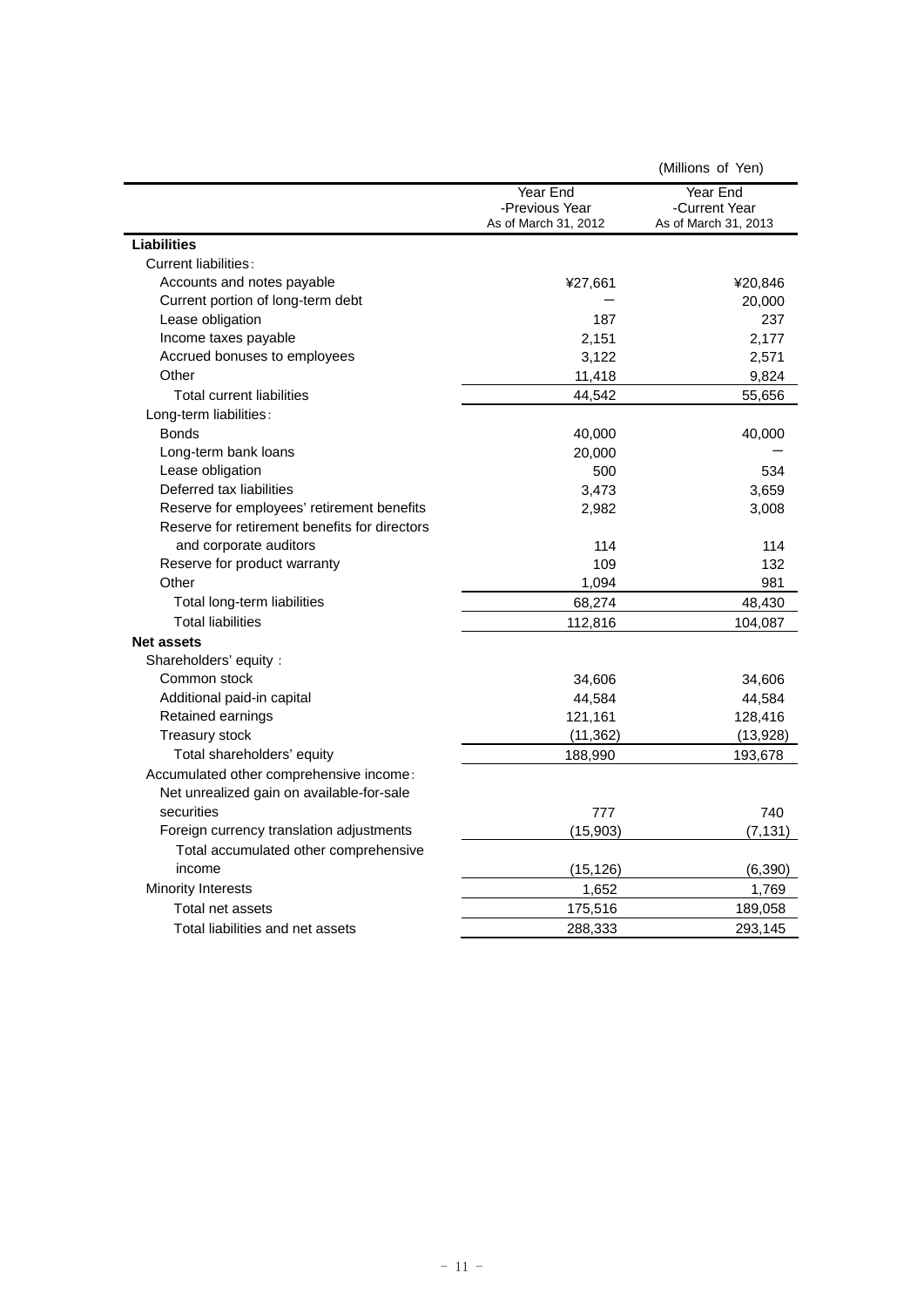(Millions of Yen)

| | Year End -Previous Year As of March 31, 2012 | Year End -Current Year As of March 31, 2013 |
|---|---|---|
| **Liabilities** | | |
| Current liabilities: | | |
| Accounts and notes payable | ¥27,661 | ¥20,846 |
| Current portion of long-term debt | — | 20,000 |
| Lease obligation | 187 | 237 |
| Income taxes payable | 2,151 | 2,177 |
| Accrued bonuses to employees | 3,122 | 2,571 |
| Other | 11,418 | 9,824 |
| Total current liabilities | 44,542 | 55,656 |
| Long-term liabilities: | | |
| Bonds | 40,000 | 40,000 |
| Long-term bank loans | 20,000 | — |
| Lease obligation | 500 | 534 |
| Deferred tax liabilities | 3,473 | 3,659 |
| Reserve for employees' retirement benefits | 2,982 | 3,008 |
| Reserve for retirement benefits for directors and corporate auditors | 114 | 114 |
| Reserve for product warranty | 109 | 132 |
| Other | 1,094 | 981 |
| Total long-term liabilities | 68,274 | 48,430 |
| Total liabilities | 112,816 | 104,087 |
| **Net assets** | | |
| Shareholders' equity: | | |
| Common stock | 34,606 | 34,606 |
| Additional paid-in capital | 44,584 | 44,584 |
| Retained earnings | 121,161 | 128,416 |
| Treasury stock | (11,362) | (13,928) |
| Total shareholders' equity | 188,990 | 193,678 |
| Accumulated other comprehensive income: | | |
| Net unrealized gain on available-for-sale securities | 777 | 740 |
| Foreign currency translation adjustments | (15,903) | (7,131) |
| Total accumulated other comprehensive income | (15,126) | (6,390) |
| Minority Interests | 1,652 | 1,769 |
| Total net assets | 175,516 | 189,058 |
| Total liabilities and net assets | 288,333 | 293,145 |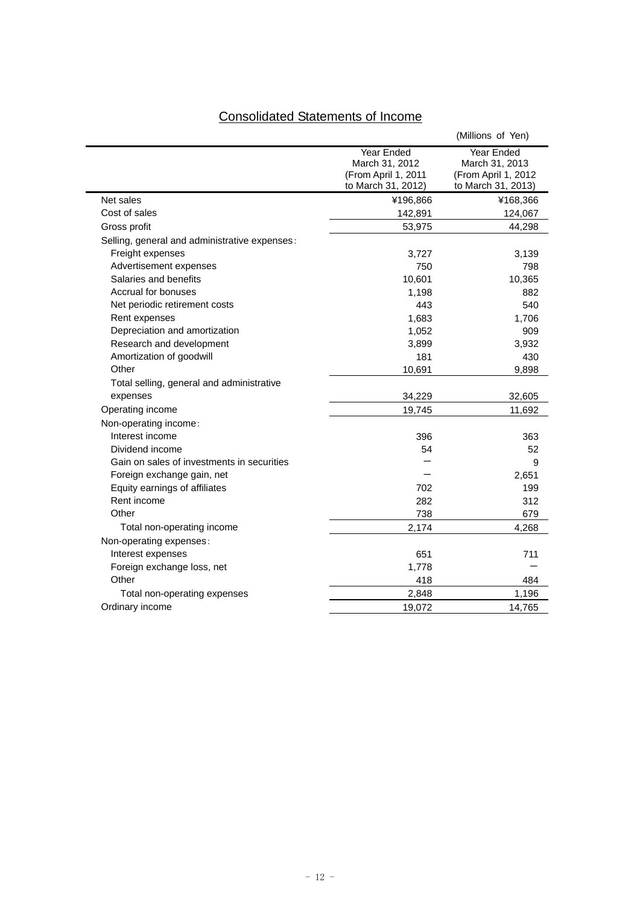# Consolidated Statements of Income

(Millions of Yen)

| | Year Ended March 31, 2012 (From April 1, 2011 to March 31, 2012) | Year Ended March 31, 2013 (From April 1, 2012 to March 31, 2013) |
|---|---|---|
| Net sales | ¥196,866 | ¥168,366 |
| Cost of sales | 142,891 | 124,067 |
| Gross profit | 53,975 | 44,298 |
| Selling, general and administrative expenses: | | |
| Freight expenses | 3,727 | 3,139 |
| Advertisement expenses | 750 | 798 |
| Salaries and benefits | 10,601 | 10,365 |
| Accrual for bonuses | 1,198 | 882 |
| Net periodic retirement costs | 443 | 540 |
| Rent expenses | 1,683 | 1,706 |
| Depreciation and amortization | 1,052 | 909 |
| Research and development | 3,899 | 3,932 |
| Amortization of goodwill | 181 | 430 |
| Other | 10,691 | 9,898 |
| Total selling, general and administrative expenses | 34,229 | 32,605 |
| Operating income | 19,745 | 11,692 |
| Non-operating income: | | |
| Interest income | 396 | 363 |
| Dividend income | 54 | 52 |
| Gain on sales of investments in securities | － | 9 |
| Foreign exchange gain, net | － | 2,651 |
| Equity earnings of affiliates | 702 | 199 |
| Rent income | 282 | 312 |
| Other | 738 | 679 |
| Total non-operating income | 2,174 | 4,268 |
| Non-operating expenses: | | |
| Interest expenses | 651 | 711 |
| Foreign exchange loss, net | 1,778 | － |
| Other | 418 | 484 |
| Total non-operating expenses | 2,848 | 1,196 |
| Ordinary income | 19,072 | 14,765 |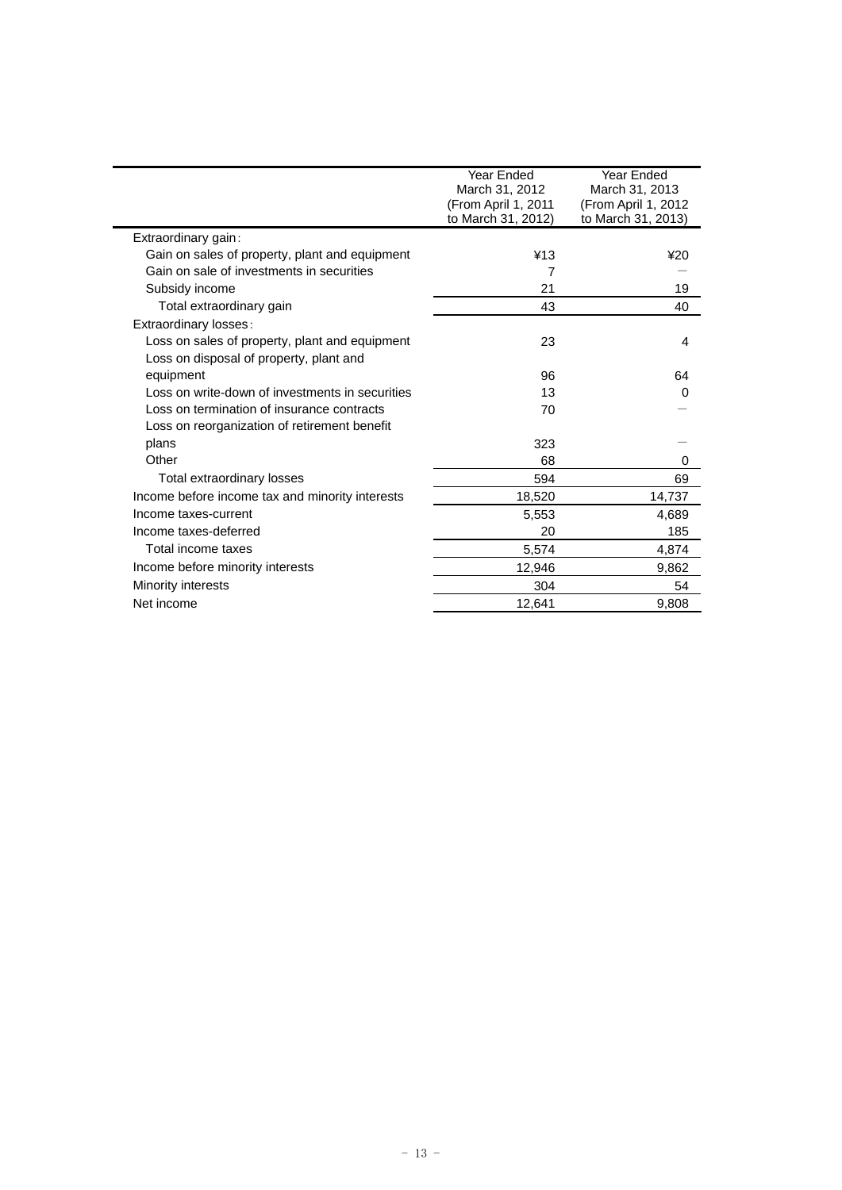| | Year Ended March 31, 2012 (From April 1, 2011 to March 31, 2012) | Year Ended March 31, 2013 (From April 1, 2012 to March 31, 2013) |
|---|---|---|
| Extraordinary gain： | | |
| Gain on sales of property, plant and equipment | ¥13 | ¥20 |
| Gain on sale of investments in securities | 7 | ― |
| Subsidy income | 21 | 19 |
| Total extraordinary gain | 43 | 40 |
| Extraordinary losses： | | |
| Loss on sales of property, plant and equipment | 23 | 4 |
| Loss on disposal of property, plant and equipment | 96 | 64 |
| Loss on write-down of investments in securities | 13 | 0 |
| Loss on termination of insurance contracts | 70 | ― |
| Loss on reorganization of retirement benefit plans | 323 | ― |
| Other | 68 | 0 |
| Total extraordinary losses | 594 | 69 |
| Income before income tax and minority interests | 18,520 | 14,737 |
| Income taxes-current | 5,553 | 4,689 |
| Income taxes-deferred | 20 | 185 |
| Total income taxes | 5,574 | 4,874 |
| Income before minority interests | 12,946 | 9,862 |
| Minority interests | 304 | 54 |
| Net income | 12,641 | 9,808 |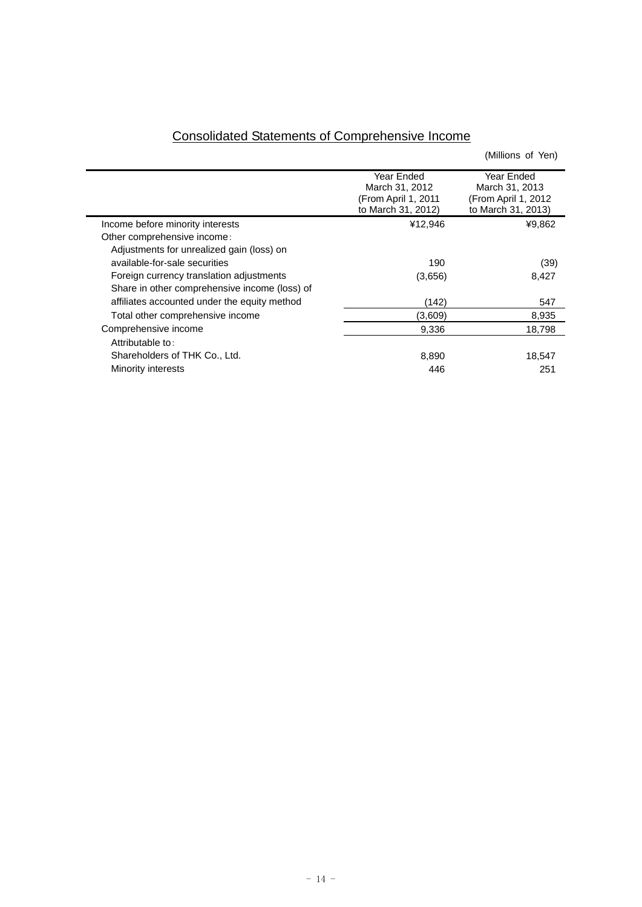## Consolidated Statements of Comprehensive Income

(Millions of Yen)

| | Year Ended March 31, 2012 (From April 1, 2011 to March 31, 2012) | Year Ended March 31, 2013 (From April 1, 2012 to March 31, 2013) |
|---|---|---|
| Income before minority interests | ¥12,946 | ¥9,862 |
| Other comprehensive income: | | |
| Adjustments for unrealized gain (loss) on available-for-sale securities | 190 | (39) |
| Foreign currency translation adjustments | (3,656) | 8,427 |
| Share in other comprehensive income (loss) of affiliates accounted under the equity method | (142) | 547 |
| Total other comprehensive income | (3,609) | 8,935 |
| Comprehensive income | 9,336 | 18,798 |
| Attributable to: | | |
| Shareholders of THK Co., Ltd. | 8,890 | 18,547 |
| Minority interests | 446 | 251 |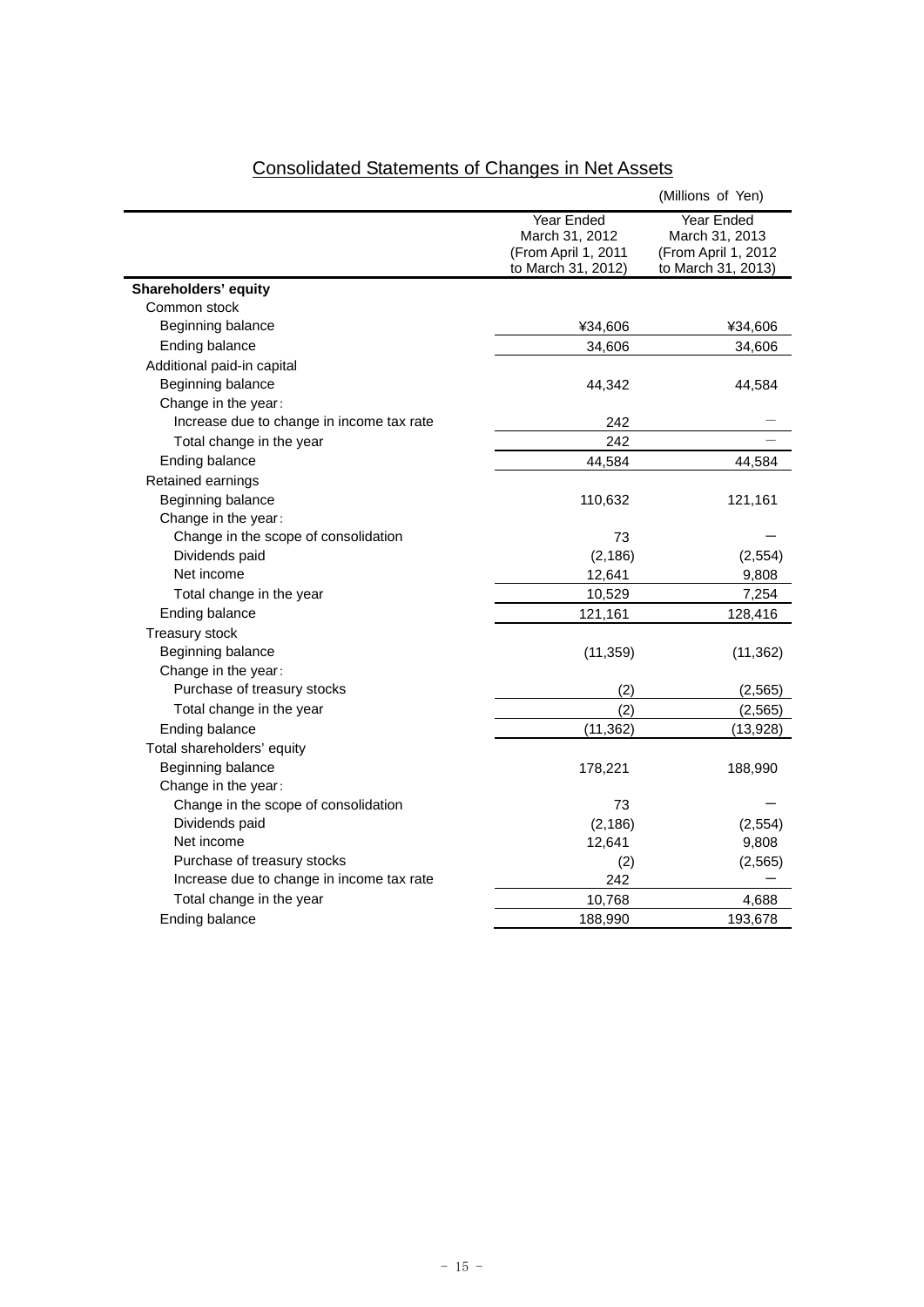## Consolidated Statements of Changes in Net Assets

(Millions of Yen)

| | Year Ended March 31, 2012 (From April 1, 2011 to March 31, 2012) | Year Ended March 31, 2013 (From April 1, 2012 to March 31, 2013) |
|---|---|---|
| **Shareholders' equity** | | |
| Common stock | | |
| Beginning balance | ¥34,606 | ¥34,606 |
| Ending balance | 34,606 | 34,606 |
| Additional paid-in capital | | |
| Beginning balance | 44,342 | 44,584 |
| Change in the year： | | |
| Increase due to change in income tax rate | 242 | ― |
| Total change in the year | 242 | ― |
| Ending balance | 44,584 | 44,584 |
| Retained earnings | | |
| Beginning balance | 110,632 | 121,161 |
| Change in the year： | | |
| Change in the scope of consolidation | 73 | ― |
| Dividends paid | (2,186) | (2,554) |
| Net income | 12,641 | 9,808 |
| Total change in the year | 10,529 | 7,254 |
| Ending balance | 121,161 | 128,416 |
| Treasury stock | | |
| Beginning balance | (11,359) | (11,362) |
| Change in the year： | | |
| Purchase of treasury stocks | (2) | (2,565) |
| Total change in the year | (2) | (2,565) |
| Ending balance | (11,362) | (13,928) |
| Total shareholders' equity | | |
| Beginning balance | 178,221 | 188,990 |
| Change in the year： | | |
| Change in the scope of consolidation | 73 | ― |
| Dividends paid | (2,186) | (2,554) |
| Net income | 12,641 | 9,808 |
| Purchase of treasury stocks | (2) | (2,565) |
| Increase due to change in income tax rate | 242 | ― |
| Total change in the year | 10,768 | 4,688 |
| Ending balance | 188,990 | 193,678 |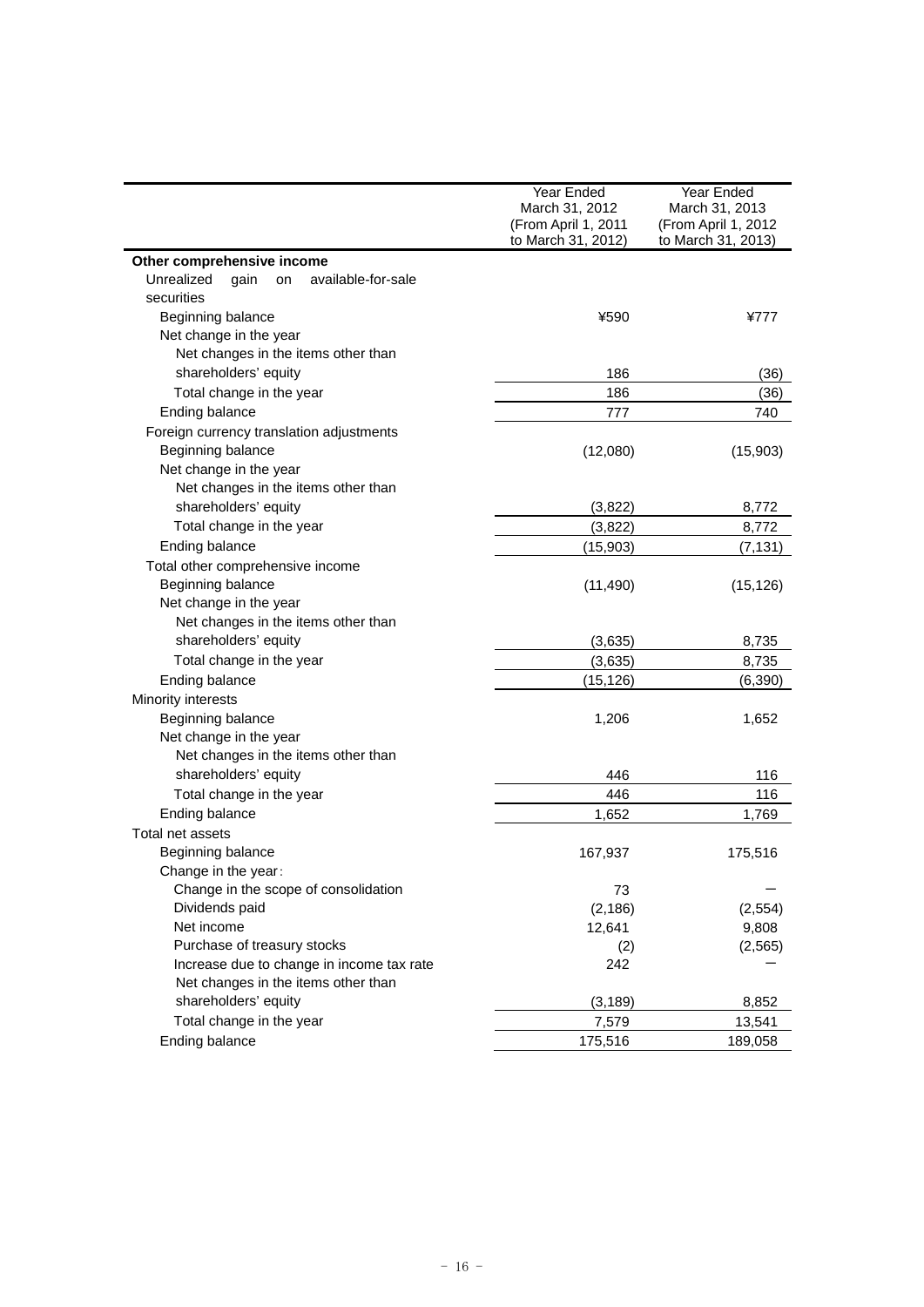| | Year Ended March 31, 2012 (From April 1, 2011 to March 31, 2012) | Year Ended March 31, 2013 (From April 1, 2012 to March 31, 2013) |
|---|---|---|
| **Other comprehensive income** | | |
| Unrealized gain on available-for-sale securities | | |
| Beginning balance | ¥590 | ¥777 |
| Net change in the year | | |
| Net changes in the items other than shareholders' equity | 186 | (36) |
| Total change in the year | 186 | (36) |
| Ending balance | 777 | 740 |
| Foreign currency translation adjustments | | |
| Beginning balance | (12,080) | (15,903) |
| Net change in the year | | |
| Net changes in the items other than shareholders' equity | (3,822) | 8,772 |
| Total change in the year | (3,822) | 8,772 |
| Ending balance | (15,903) | (7,131) |
| Total other comprehensive income | | |
| Beginning balance | (11,490) | (15,126) |
| Net change in the year | | |
| Net changes in the items other than shareholders' equity | (3,635) | 8,735 |
| Total change in the year | (3,635) | 8,735 |
| Ending balance | (15,126) | (6,390) |
| Minority interests | | |
| Beginning balance | 1,206 | 1,652 |
| Net change in the year | | |
| Net changes in the items other than shareholders' equity | 446 | 116 |
| Total change in the year | 446 | 116 |
| Ending balance | 1,652 | 1,769 |
| Total net assets | | |
| Beginning balance | 167,937 | 175,516 |
| Change in the year: | | |
| Change in the scope of consolidation | 73 | ― |
| Dividends paid | (2,186) | (2,554) |
| Net income | 12,641 | 9,808 |
| Purchase of treasury stocks | (2) | (2,565) |
| Increase due to change in income tax rate | 242 | ― |
| Net changes in the items other than shareholders' equity | (3,189) | 8,852 |
| Total change in the year | 7,579 | 13,541 |
| Ending balance | 175,516 | 189,058 |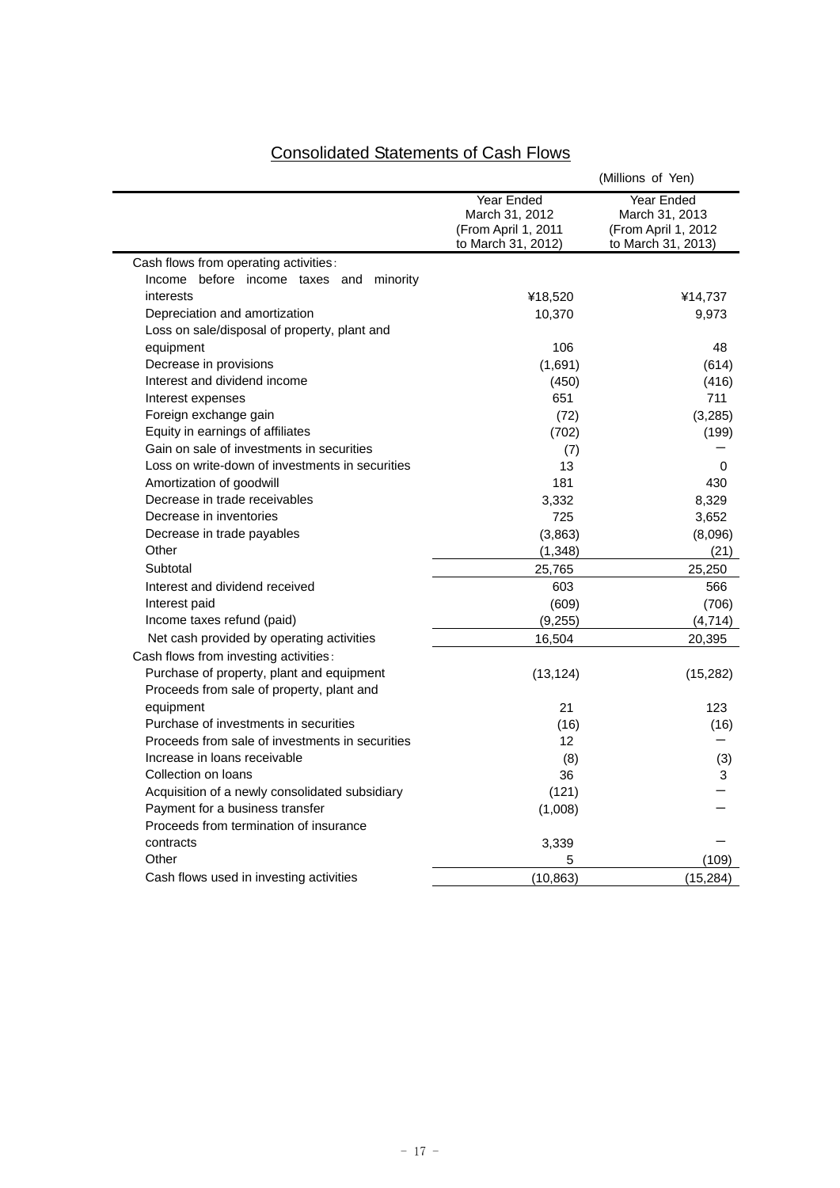# Consolidated Statements of Cash Flows

(Millions of Yen)

| | Year Ended March 31, 2012 (From April 1, 2011 to March 31, 2012) | Year Ended March 31, 2013 (From April 1, 2012 to March 31, 2013) |
|---|---|---|
| Cash flows from operating activities: | | |
| Income before income taxes and minority interests | ¥18,520 | ¥14,737 |
| Depreciation and amortization | 10,370 | 9,973 |
| Loss on sale/disposal of property, plant and equipment | 106 | 48 |
| Decrease in provisions | (1,691) | (614) |
| Interest and dividend income | (450) | (416) |
| Interest expenses | 651 | 711 |
| Foreign exchange gain | (72) | (3,285) |
| Equity in earnings of affiliates | (702) | (199) |
| Gain on sale of investments in securities | (7) | ― |
| Loss on write-down of investments in securities | 13 | 0 |
| Amortization of goodwill | 181 | 430 |
| Decrease in trade receivables | 3,332 | 8,329 |
| Decrease in inventories | 725 | 3,652 |
| Decrease in trade payables | (3,863) | (8,096) |
| Other | (1,348) | (21) |
| Subtotal | 25,765 | 25,250 |
| Interest and dividend received | 603 | 566 |
| Interest paid | (609) | (706) |
| Income taxes refund (paid) | (9,255) | (4,714) |
| Net cash provided by operating activities | 16,504 | 20,395 |
| Cash flows from investing activities: | | |
| Purchase of property, plant and equipment | (13,124) | (15,282) |
| Proceeds from sale of property, plant and equipment | 21 | 123 |
| Purchase of investments in securities | (16) | (16) |
| Proceeds from sale of investments in securities | 12 | ― |
| Increase in loans receivable | (8) | (3) |
| Collection on loans | 36 | 3 |
| Acquisition of a newly consolidated subsidiary | (121) | ― |
| Payment for a business transfer | (1,008) | ― |
| Proceeds from termination of insurance contracts | 3,339 | ― |
| Other | 5 | (109) |
| Cash flows used in investing activities | (10,863) | (15,284) |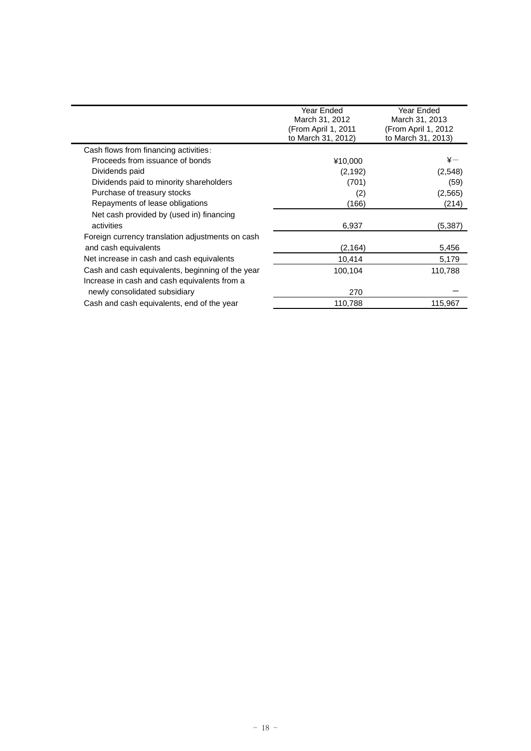| | Year Ended March 31, 2012 (From April 1, 2011 to March 31, 2012) | Year Ended March 31, 2013 (From April 1, 2012 to March 31, 2013) |
|---|---|---|
| Cash flows from financing activities: | | |
| Proceeds from issuance of bonds | ¥10,000 | ¥ － |
| Dividends paid | (2,192) | (2,548) |
| Dividends paid to minority shareholders | (701) | (59) |
| Purchase of treasury stocks | (2) | (2,565) |
| Repayments of lease obligations | (166) | (214) |
| Net cash provided by (used in) financing activities | 6,937 | (5,387) |
| Foreign currency translation adjustments on cash and cash equivalents | (2,164) | 5,456 |
| Net increase in cash and cash equivalents | 10,414 | 5,179 |
| Cash and cash equivalents, beginning of the year | 100,104 | 110,788 |
| Increase in cash and cash equivalents from a newly consolidated subsidiary | 270 | － |
| Cash and cash equivalents, end of the year | 110,788 | 115,967 |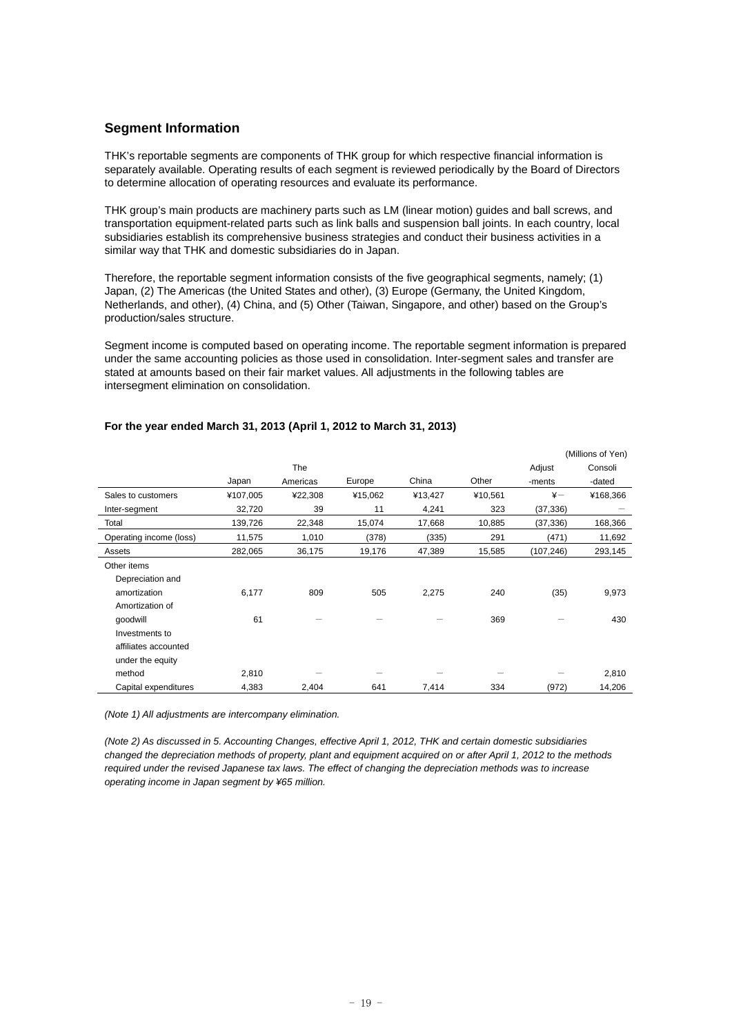## Segment Information

THK's reportable segments are components of THK group for which respective financial information is separately available. Operating results of each segment is reviewed periodically by the Board of Directors to determine allocation of operating resources and evaluate its performance.

THK group's main products are machinery parts such as LM (linear motion) guides and ball screws, and transportation equipment-related parts such as link balls and suspension ball joints. In each country, local subsidiaries establish its comprehensive business strategies and conduct their business activities in a similar way that THK and domestic subsidiaries do in Japan.

Therefore, the reportable segment information consists of the five geographical segments, namely; (1) Japan, (2) The Americas (the United States and other), (3) Europe (Germany, the United Kingdom, Netherlands, and other), (4) China, and (5) Other (Taiwan, Singapore, and other) based on the Group's production/sales structure.

Segment income is computed based on operating income. The reportable segment information is prepared under the same accounting policies as those used in consolidation. Inter-segment sales and transfer are stated at amounts based on their fair market values. All adjustments in the following tables are intersegment elimination on consolidation.

**For the year ended March 31, 2013 (April 1, 2012 to March 31, 2013)**

(Millions of Yen)

| | Japan | The Americas | Europe | China | Other | Adjustments | Consolidated |
|---|---|---|---|---|---|---|---|
| Sales to customers | ¥107,005 | ¥22,308 | ¥15,062 | ¥13,427 | ¥10,561 | ¥― | ¥168,366 |
| Inter-segment | 32,720 | 39 | 11 | 4,241 | 323 | (37,336) | ― |
| Total | 139,726 | 22,348 | 15,074 | 17,668 | 10,885 | (37,336) | 168,366 |
| Operating income (loss) | 11,575 | 1,010 | (378) | (335) | 291 | (471) | 11,692 |
| Assets | 282,065 | 36,175 | 19,176 | 47,389 | 15,585 | (107,246) | 293,145 |
| Other items | | | | | | | |
| Depreciation and amortization | 6,177 | 809 | 505 | 2,275 | 240 | (35) | 9,973 |
| Amortization of goodwill | 61 | ― | ― | ― | 369 | ― | 430 |
| Investments to affiliates accounted under the equity method | 2,810 | ― | ― | ― | ― | ― | 2,810 |
| Capital expenditures | 4,383 | 2,404 | 641 | 7,414 | 334 | (972) | 14,206 |

*(Note 1) All adjustments are intercompany elimination.*

*(Note 2) As discussed in 5. Accounting Changes, effective April 1, 2012, THK and certain domestic subsidiaries changed the depreciation methods of property, plant and equipment acquired on or after April 1, 2012 to the methods required under the revised Japanese tax laws. The effect of changing the depreciation methods was to increase operating income in Japan segment by ¥65 million.*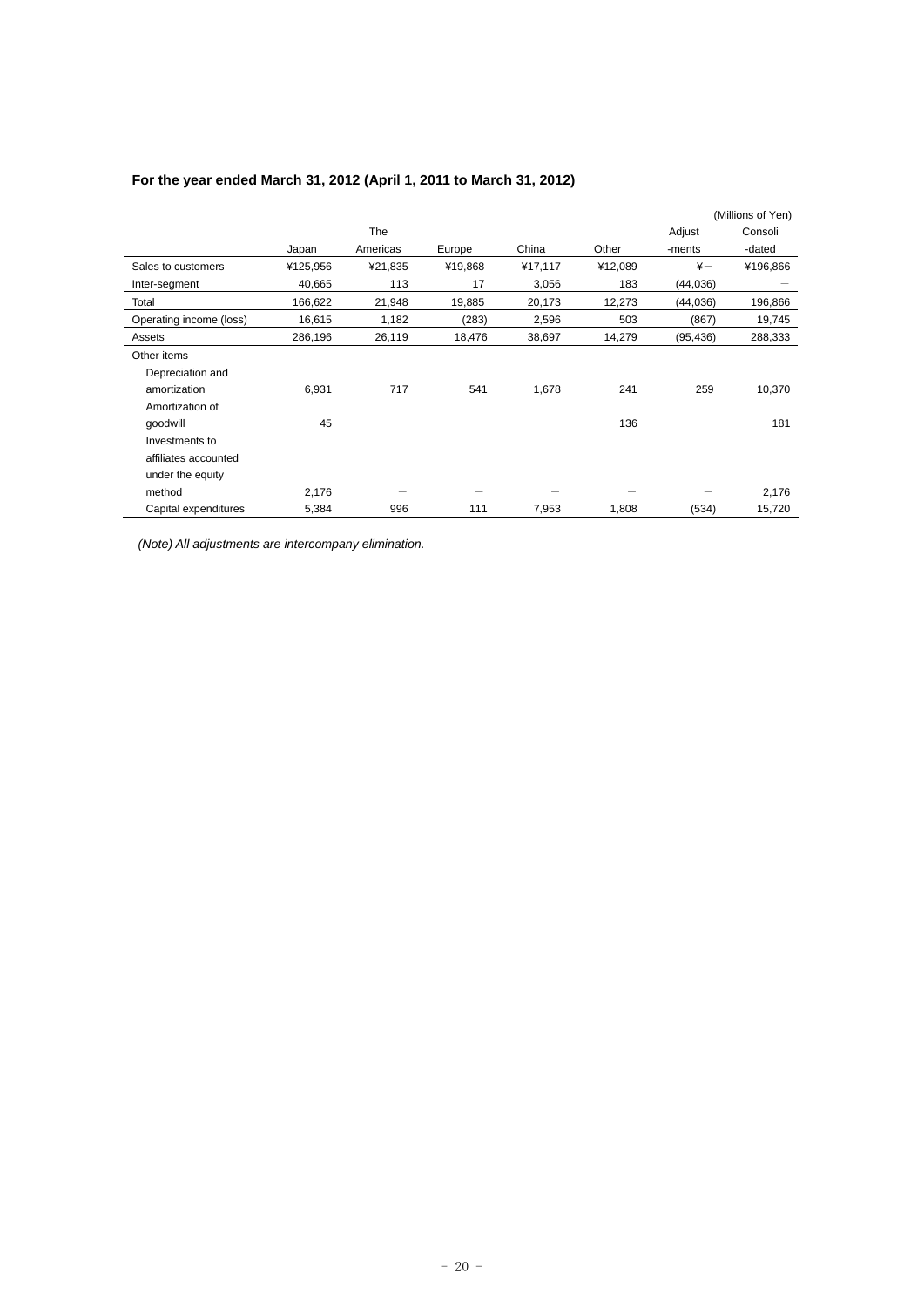**For the year ended March 31, 2012 (April 1, 2011 to March 31, 2012)**

(Millions of Yen)

| | Japan | The Americas | Europe | China | Other | Adjust -ments | Consoli -dated |
|---|---|---|---|---|---|---|---|
| Sales to customers | ¥125,956 | ¥21,835 | ¥19,868 | ¥17,117 | ¥12,089 | ¥― | ¥196,866 |
| Inter-segment | 40,665 | 113 | 17 | 3,056 | 183 | (44,036) | ― |
| Total | 166,622 | 21,948 | 19,885 | 20,173 | 12,273 | (44,036) | 196,866 |
| Operating income (loss) | 16,615 | 1,182 | (283) | 2,596 | 503 | (867) | 19,745 |
| Assets | 286,196 | 26,119 | 18,476 | 38,697 | 14,279 | (95,436) | 288,333 |
| Other items | | | | | | | |
| Depreciation and amortization | 6,931 | 717 | 541 | 1,678 | 241 | 259 | 10,370 |
| Amortization of goodwill | 45 | ― | ― | ― | 136 | ― | 181 |
| Investments to affiliates accounted under the equity method | 2,176 | ― | ― | ― | ― | ― | 2,176 |
| Capital expenditures | 5,384 | 996 | 111 | 7,953 | 1,808 | (534) | 15,720 |

*(Note) All adjustments are intercompany elimination.*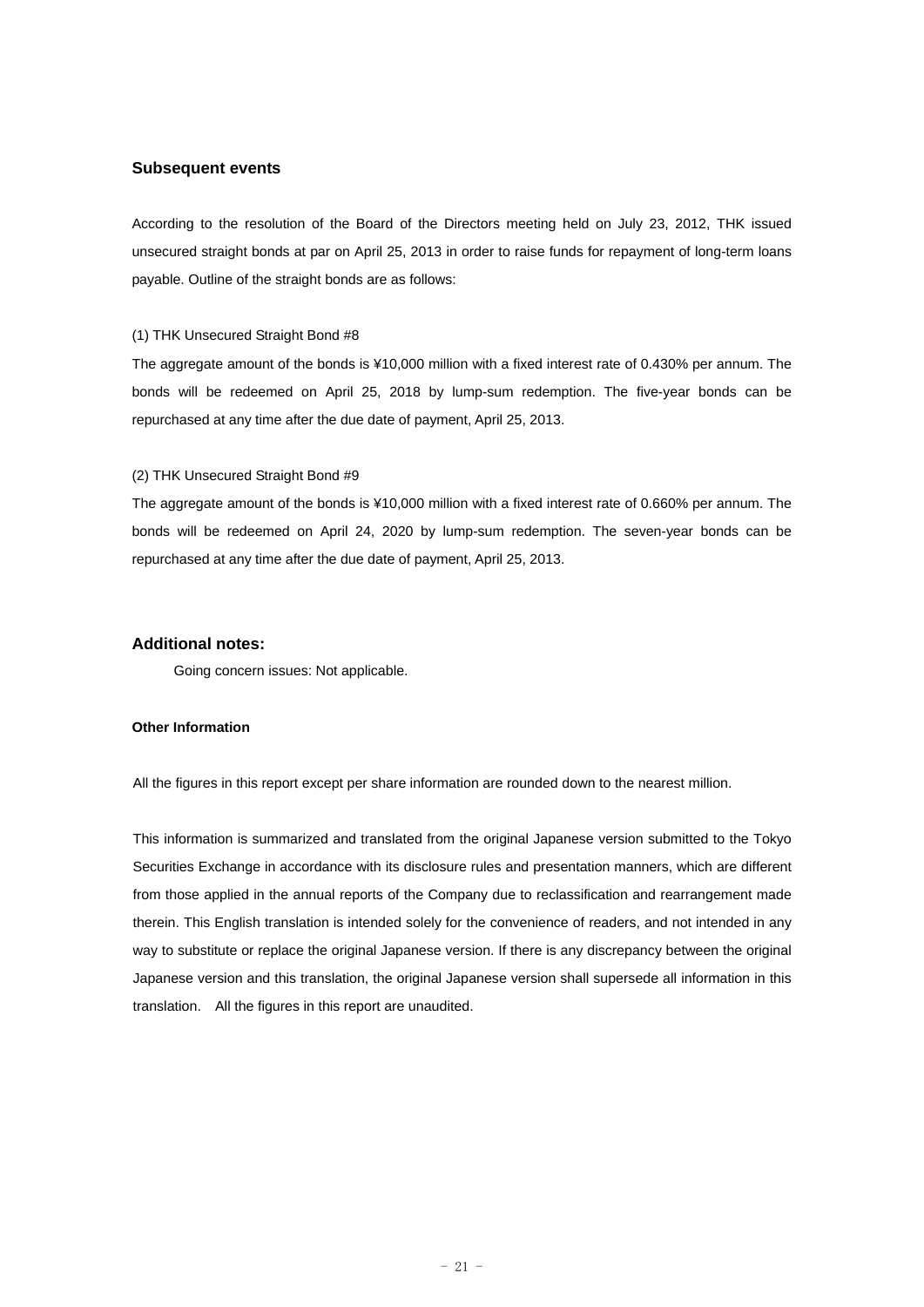## Subsequent events

According to the resolution of the Board of the Directors meeting held on July 23, 2012, THK issued unsecured straight bonds at par on April 25, 2013 in order to raise funds for repayment of long-term loans payable. Outline of the straight bonds are as follows:

(1) THK Unsecured Straight Bond #8

The aggregate amount of the bonds is ¥10,000 million with a fixed interest rate of 0.430% per annum. The bonds will be redeemed on April 25, 2018 by lump-sum redemption. The five-year bonds can be repurchased at any time after the due date of payment, April 25, 2013.

(2) THK Unsecured Straight Bond #9

The aggregate amount of the bonds is ¥10,000 million with a fixed interest rate of 0.660% per annum. The bonds will be redeemed on April 24, 2020 by lump-sum redemption. The seven-year bonds can be repurchased at any time after the due date of payment, April 25, 2013.

## Additional notes:

Going concern issues: Not applicable.

**Other Information**

All the figures in this report except per share information are rounded down to the nearest million.

This information is summarized and translated from the original Japanese version submitted to the Tokyo Securities Exchange in accordance with its disclosure rules and presentation manners, which are different from those applied in the annual reports of the Company due to reclassification and rearrangement made therein. This English translation is intended solely for the convenience of readers, and not intended in any way to substitute or replace the original Japanese version. If there is any discrepancy between the original Japanese version and this translation, the original Japanese version shall supersede all information in this translation. All the figures in this report are unaudited.